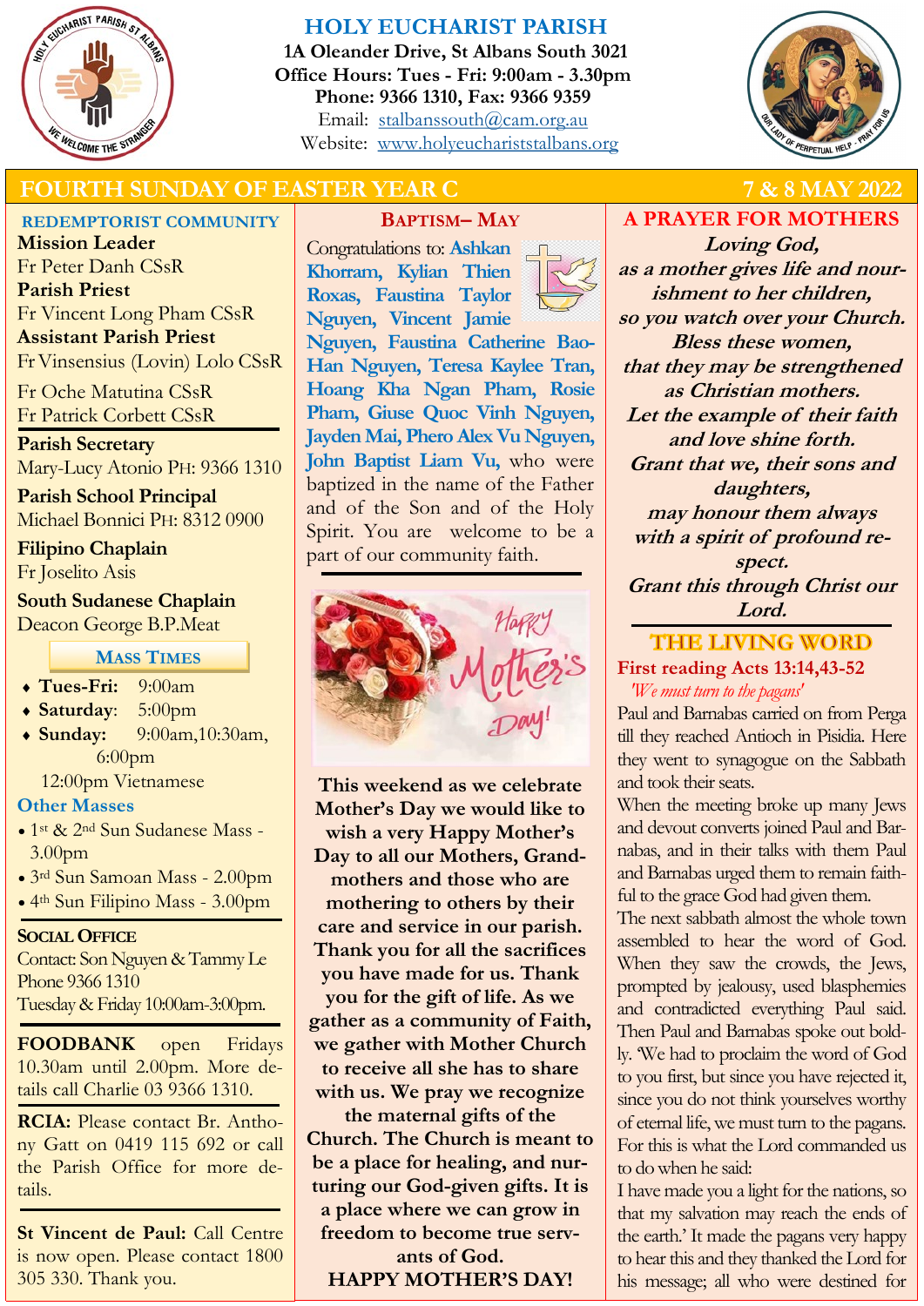# HOLY EUCHARIST PARISH

**1A Oleander Drive, St Albans South 3021**
**Office Hours: Tues - Fri: 9:00am - 3.30pm**
**Phone: 9366 1310, Fax: 9366 9359**
Email: stalbanssouth@cam.org.au
Website: www.holyeuchariststalbans.org

## FOURTH SUNDAY OF EASTER YEAR C — 7 & 8 MAY 2022

### REDEMPTORIST COMMUNITY

**Mission Leader**
Fr Peter Danh CSsR
**Parish Priest**
Fr Vincent Long Pham CSsR
**Assistant Parish Priest**
Fr Vinsensius (Lovin) Lolo CSsR
Fr Oche Matutina CSsR
Fr Patrick Corbett CSsR

**Parish Secretary**
Mary-Lucy Atonio PH: 9366 1310

**Parish School Principal**
Michael Bonnici PH: 8312 0900

**Filipino Chaplain**
Fr Joselito Asis

**South Sudanese Chaplain**
Deacon George B.P.Meat

### MASS TIMES

- **Tues-Fri:** 9:00am
- **Saturday**: 5:00pm
- **Sunday:** 9:00am, 10:30am, 6:00pm
  12:00pm Vietnamese

**Other Masses**

- 1st & 2nd Sun Sudanese Mass - 3.00pm
- 3rd Sun Samoan Mass - 2.00pm
- 4th Sun Filipino Mass - 3.00pm

**SOCIAL OFFICE**
Contact: Son Nguyen & Tammy Le
Phone 9366 1310
Tuesday & Friday 10:00am-3:00pm.

**FOODBANK** open Fridays 10.30am until 2.00pm. More details call Charlie 03 9366 1310.

**RCIA:** Please contact Br. Anthony Gatt on 0419 115 692 or call the Parish Office for more details.

**St Vincent de Paul:** Call Centre is now open. Please contact 1800 305 330. Thank you.

### BAPTISM– MAY

Congratulations to: **Ashkan Khorram, Kylian Thien Roxas, Faustina Taylor Nguyen, Vincent Jamie Nguyen, Faustina Catherine Bao-Han Nguyen, Teresa Kaylee Tran, Hoang Kha Ngan Pham, Rosie Pham, Giuse Quoc Vinh Nguyen, Jayden Mai, Phero Alex Vu Nguyen, John Baptist Liam Vu,** who were baptized in the name of the Father and of the Son and of the Holy Spirit. You are welcome to be a part of our community faith.

**This weekend as we celebrate Mother's Day we would like to wish a very Happy Mother's Day to all our Mothers, Grandmothers and those who are mothering to others by their care and service in our parish. Thank you for all the sacrifices you have made for us. Thank you for the gift of life. As we gather as a community of Faith, we gather with Mother Church to receive all she has to share with us. We pray we recognize the maternal gifts of the Church. The Church is meant to be a place for healing, and nurturing our God-given gifts. It is a place where we can grow in freedom to become true servants of God.**
**HAPPY MOTHER'S DAY!**

### A PRAYER FOR MOTHERS

***Loving God,***
***as a mother gives life and nourishment to her children,***
***so you watch over your Church.***
***Bless these women,***
***that they may be strengthened as Christian mothers.***
***Let the example of their faith and love shine forth.***
***Grant that we, their sons and daughters,***
***may honour them always with a spirit of profound respect.***
***Grant this through Christ our Lord.***

### THE LIVING WORD

**First reading Acts 13:14,43-52**
*'We must turn to the pagans'*

Paul and Barnabas carried on from Perga till they reached Antioch in Pisidia. Here they went to synagogue on the Sabbath and took their seats.

When the meeting broke up many Jews and devout converts joined Paul and Barnabas, and in their talks with them Paul and Barnabas urged them to remain faithful to the grace God had given them.

The next sabbath almost the whole town assembled to hear the word of God. When they saw the crowds, the Jews, prompted by jealousy, used blasphemies and contradicted everything Paul said. Then Paul and Barnabas spoke out boldly. 'We had to proclaim the word of God to you first, but since you have rejected it, since you do not think yourselves worthy of eternal life, we must turn to the pagans. For this is what the Lord commanded us to do when he said:

I have made you a light for the nations, so that my salvation may reach the ends of the earth.' It made the pagans very happy to hear this and they thanked the Lord for his message; all who were destined for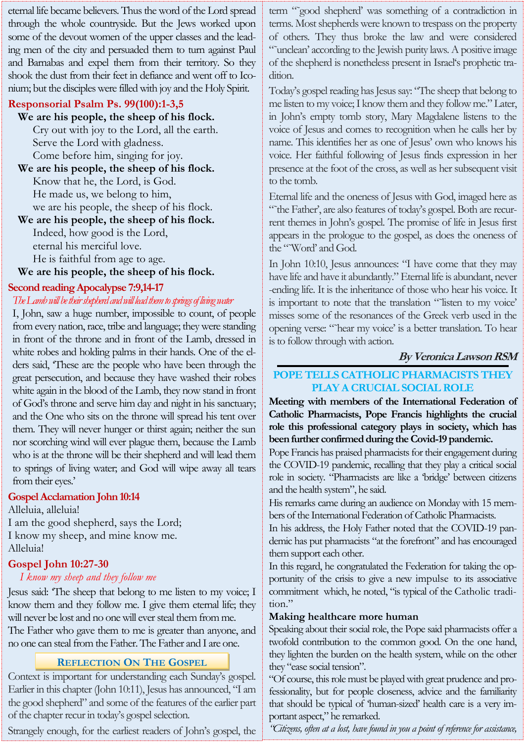eternal life became believers. Thus the word of the Lord spread through the whole countryside. But the Jews worked upon some of the devout women of the upper classes and the leading men of the city and persuaded them to turn against Paul and Barnabas and expel them from their territory. So they shook the dust from their feet in defiance and went off to Iconium; but the disciples were filled with joy and the Holy Spirit.

## Responsorial Psalm Ps. 99(100):1-3,5

**We are his people, the sheep of his flock.**

Cry out with joy to the Lord, all the earth.
Serve the Lord with gladness.
Come before him, singing for joy.

**We are his people, the sheep of his flock.**

Know that he, the Lord, is God.
He made us, we belong to him,
we are his people, the sheep of his flock.

**We are his people, the sheep of his flock.**

Indeed, how good is the Lord,
eternal his merciful love.
He is faithful from age to age.

**We are his people, the sheep of his flock.**

## Second reading Apocalypse 7:9,14-17

*The Lamb will be their shepherd and will lead them to springs of living water*

I, John, saw a huge number, impossible to count, of people from every nation, race, tribe and language; they were standing in front of the throne and in front of the Lamb, dressed in white robes and holding palms in their hands. One of the elders said, 'These are the people who have been through the great persecution, and because they have washed their robes white again in the blood of the Lamb, they now stand in front of God's throne and serve him day and night in his sanctuary; and the One who sits on the throne will spread his tent over them. They will never hunger or thirst again; neither the sun nor scorching wind will ever plague them, because the Lamb who is at the throne will be their shepherd and will lead them to springs of living water; and God will wipe away all tears from their eyes.'

## Gospel Acclamation John 10:14

Alleluia, alleluia!
I am the good shepherd, says the Lord;
I know my sheep, and mine know me.
Alleluia!

## Gospel John 10:27-30

*I know my sheep and they follow me*

Jesus said: 'The sheep that belong to me listen to my voice; I know them and they follow me. I give them eternal life; they will never be lost and no one will ever steal them from me. The Father who gave them to me is greater than anyone, and no one can steal from the Father. The Father and I are one.

## Reflection On The Gospel

Context is important for understanding each Sunday's gospel. Earlier in this chapter (John 10:11), Jesus has announced, "I am the good shepherd" and some of the features of the earlier part of the chapter recur in today's gospel selection.

Strangely enough, for the earliest readers of John's gospel, the term "'good shepherd' was something of a contradiction in terms. Most shepherds were known to trespass on the property of others. They thus broke the law and were considered "'unclean' according to the Jewish purity laws. A positive image of the shepherd is nonetheless present in Israel's prophetic tradition.

Today's gospel reading has Jesus say: "The sheep that belong to me listen to my voice; I know them and they follow me." Later, in John's empty tomb story, Mary Magdalene listens to the voice of Jesus and comes to recognition when he calls her by name. This identifies her as one of Jesus' own who knows his voice. Her faithful following of Jesus finds expression in her presence at the foot of the cross, as well as her subsequent visit to the tomb.

Eternal life and the oneness of Jesus with God, imaged here as "'the Father', are also features of today's gospel. Both are recurrent themes in John's gospel. The promise of life in Jesus first appears in the prologue to the gospel, as does the oneness of the "'Word' and God.

In John 10:10, Jesus announces: "I have come that they may have life and have it abundantly." Eternal life is abundant, never-ending life. It is the inheritance of those who hear his voice. It is important to note that the translation "'listen to my voice' misses some of the resonances of the Greek verb used in the opening verse: "'hear my voice' is a better translation. To hear is to follow through with action.

***By Veronica Lawson RSM***

## POPE TELLS CATHOLIC PHARMACISTS THEY PLAY A CRUCIAL SOCIAL ROLE

**Meeting with members of the International Federation of Catholic Pharmacists, Pope Francis highlights the crucial role this professional category plays in society, which has been further confirmed during the Covid-19 pandemic.**

Pope Francis has praised pharmacists for their engagement during the COVID-19 pandemic, recalling that they play a critical social role in society. "Pharmacists are like a 'bridge' between citizens and the health system", he said.

His remarks came during an audience on Monday with 15 members of the International Federation of Catholic Pharmacists.

In his address, the Holy Father noted that the COVID-19 pandemic has put pharmacists "at the forefront" and has encouraged them support each other.

In this regard, he congratulated the Federation for taking the opportunity of the crisis to give a new impulse to its associative commitment which, he noted, "is typical of the Catholic tradition."

### Making healthcare more human

Speaking about their social role, the Pope said pharmacists offer a twofold contribution to the common good. On the one hand, they lighten the burden on the health system, while on the other they "ease social tension".

"Of course, this role must be played with great prudence and professionality, but for people closeness, advice and the familiarity that should be typical of 'human-sized' health care is a very important aspect," he remarked.

*"Citizens, often at a lost, have found in you a point of reference for assistance,*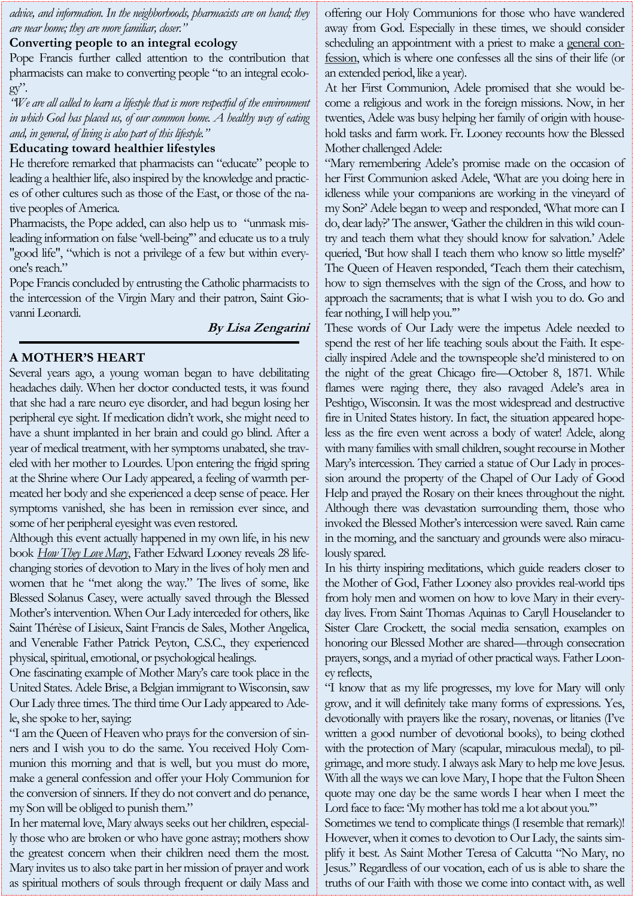*advice, and information. In the neighborhoods, pharmacists are on hand; they are near home; they are more familiar, closer."*

**Converting people to an integral ecology**

Pope Francis further called attention to the contribution that pharmacists can make to converting people "to an integral ecology".

*"We are all called to learn a lifestyle that is more respectful of the environment in which God has placed us, of our common home. A healthy way of eating and, in general, of living is also part of this lifestyle."*

**Educating toward healthier lifestyles**

He therefore remarked that pharmacists can "educate" people to leading a healthier life, also inspired by the knowledge and practices of other cultures such as those of the East, or those of the native peoples of America.

Pharmacists, the Pope added, can also help us to "unmask misleading information on false 'well-being'" and educate us to a truly "good life", "which is not a privilege of a few but within everyone's reach."

Pope Francis concluded by entrusting the Catholic pharmacists to the intercession of the Virgin Mary and their patron, Saint Giovanni Leonardi.

***By Lisa Zengarini***

## A MOTHER'S HEART

Several years ago, a young woman began to have debilitating headaches daily. When her doctor conducted tests, it was found that she had a rare neuro eye disorder, and had begun losing her peripheral eye sight. If medication didn't work, she might need to have a shunt implanted in her brain and could go blind. After a year of medical treatment, with her symptoms unabated, she traveled with her mother to Lourdes. Upon entering the frigid spring at the Shrine where Our Lady appeared, a feeling of warmth permeated her body and she experienced a deep sense of peace. Her symptoms vanished, she has been in remission ever since, and some of her peripheral eyesight was even restored.

Although this event actually happened in my own life, in his new book *How They Love Mary*, Father Edward Looney reveals 28 life-changing stories of devotion to Mary in the lives of holy men and women that he "met along the way." The lives of some, like Blessed Solanus Casey, were actually saved through the Blessed Mother's intervention. When Our Lady interceded for others, like Saint Thérèse of Lisieux, Saint Francis de Sales, Mother Angelica, and Venerable Father Patrick Peyton, C.S.C., they experienced physical, spiritual, emotional, or psychological healings.

One fascinating example of Mother Mary's care took place in the United States. Adele Brise, a Belgian immigrant to Wisconsin, saw Our Lady three times. The third time Our Lady appeared to Adele, she spoke to her, saying:

"I am the Queen of Heaven who prays for the conversion of sinners and I wish you to do the same. You received Holy Communion this morning and that is well, but you must do more, make a general confession and offer your Holy Communion for the conversion of sinners. If they do not convert and do penance, my Son will be obliged to punish them."

In her maternal love, Mary always seeks out her children, especially those who are broken or who have gone astray; mothers show the greatest concern when their children need them the most. Mary invites us to also take part in her mission of prayer and work as spiritual mothers of souls through frequent or daily Mass and offering our Holy Communions for those who have wandered away from God. Especially in these times, we should consider scheduling an appointment with a priest to make a general confession, which is where one confesses all the sins of their life (or an extended period, like a year).

At her First Communion, Adele promised that she would become a religious and work in the foreign missions. Now, in her twenties, Adele was busy helping her family of origin with household tasks and farm work. Fr. Looney recounts how the Blessed Mother challenged Adele:

"Mary remembering Adele's promise made on the occasion of her First Communion asked Adele, 'What are you doing here in idleness while your companions are working in the vineyard of my Son?' Adele began to weep and responded, 'What more can I do, dear lady?' The answer, 'Gather the children in this wild country and teach them what they should know for salvation.' Adele queried, 'But how shall I teach them who know so little myself?' The Queen of Heaven responded, 'Teach them their catechism, how to sign themselves with the sign of the Cross, and how to approach the sacraments; that is what I wish you to do. Go and fear nothing, I will help you.'"

These words of Our Lady were the impetus Adele needed to spend the rest of her life teaching souls about the Faith. It especially inspired Adele and the townspeople she'd ministered to on the night of the great Chicago fire—October 8, 1871. While flames were raging there, they also ravaged Adele's area in Peshtigo, Wisconsin. It was the most widespread and destructive fire in United States history. In fact, the situation appeared hopeless as the fire even went across a body of water! Adele, along with many families with small children, sought recourse in Mother Mary's intercession. They carried a statue of Our Lady in procession around the property of the Chapel of Our Lady of Good Help and prayed the Rosary on their knees throughout the night. Although there was devastation surrounding them, those who invoked the Blessed Mother's intercession were saved. Rain came in the morning, and the sanctuary and grounds were also miraculously spared.

In his thirty inspiring meditations, which guide readers closer to the Mother of God, Father Looney also provides real-world tips from holy men and women on how to love Mary in their everyday lives. From Saint Thomas Aquinas to Caryll Houselander to Sister Clare Crockett, the social media sensation, examples on honoring our Blessed Mother are shared—through consecration prayers, songs, and a myriad of other practical ways. Father Looney reflects,

"I know that as my life progresses, my love for Mary will only grow, and it will definitely take many forms of expressions. Yes, devotionally with prayers like the rosary, novenas, or litanies (I've written a good number of devotional books), to being clothed with the protection of Mary (scapular, miraculous medal), to pilgrimage, and more study. I always ask Mary to help me love Jesus. With all the ways we can love Mary, I hope that the Fulton Sheen quote may one day be the same words I hear when I meet the Lord face to face: 'My mother has told me a lot about you.'"

Sometimes we tend to complicate things (I resemble that remark)! However, when it comes to devotion to Our Lady, the saints simplify it best. As Saint Mother Teresa of Calcutta "No Mary, no Jesus." Regardless of our vocation, each of us is able to share the truths of our Faith with those we come into contact with, as well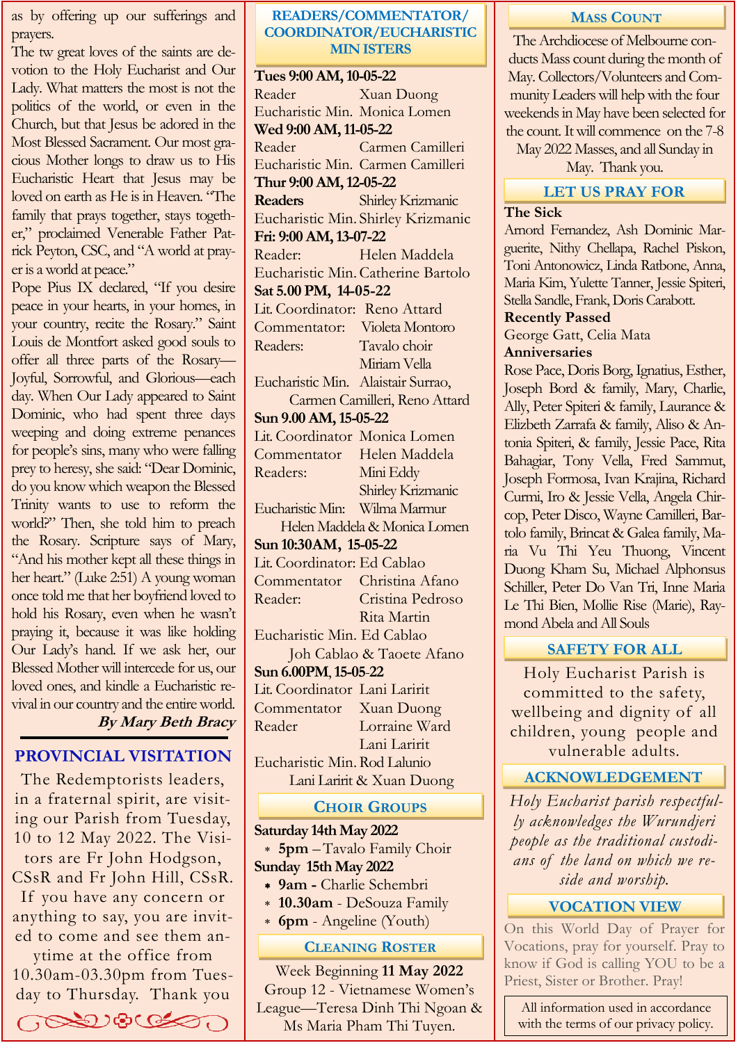as by offering up our sufferings and prayers.

The tw great loves of the saints are devotion to the Holy Eucharist and Our Lady. What matters the most is not the politics of the world, or even in the Church, but that Jesus be adored in the Most Blessed Sacrament. Our most gracious Mother longs to draw us to His Eucharistic Heart that Jesus may be loved on earth as He is in Heaven. "The family that prays together, stays together," proclaimed Venerable Father Patrick Peyton, CSC, and "A world at prayer is a world at peace."

Pope Pius IX declared, "If you desire peace in your hearts, in your homes, in your country, recite the Rosary." Saint Louis de Montfort asked good souls to offer all three parts of the Rosary—Joyful, Sorrowful, and Glorious—each day. When Our Lady appeared to Saint Dominic, who had spent three days weeping and doing extreme penances for people's sins, many who were falling prey to heresy, she said: "Dear Dominic, do you know which weapon the Blessed Trinity wants to use to reform the world?" Then, she told him to preach the Rosary. Scripture says of Mary, "And his mother kept all these things in her heart." (Luke 2:51) A young woman once told me that her boyfriend loved to hold his Rosary, even when he wasn't praying it, because it was like holding Our Lady's hand. If we ask her, our Blessed Mother will intercede for us, our loved ones, and kindle a Eucharistic revival in our country and the entire world.

***By Mary Beth Bracy***

## PROVINCIAL VISITATION

The Redemptorists leaders, in a fraternal spirit, are visiting our Parish from Tuesday, 10 to 12 May 2022. The Visitors are Fr John Hodgson, CSsR and Fr John Hill, CSsR. If you have any concern or anything to say, you are invited to come and see them anytime at the office from 10.30am-03.30pm from Tuesday to Thursday. Thank you

## READERS/COMMENTATOR/COORDINATOR/EUCHARISTIC MIN ISTERS

**Tues 9:00 AM, 10-05-22**
Reader — Xuan Duong
Eucharistic Min. — Monica Lomen

**Wed 9:00 AM, 11-05-22**
Reader — Carmen Camilleri
Eucharistic Min. — Carmen Camilleri

**Thur 9:00 AM, 12-05-22**
**Readers** — Shirley Krizmanic
Eucharistic Min. — Shirley Krizmanic

**Fri: 9:00 AM, 13-07-22**
Reader: — Helen Maddela
Eucharistic Min. — Catherine Bartolo

**Sat 5.00 PM, 14-05-22**
Lit. Coordinator: — Reno Attard
Commentator: — Violeta Montoro
Readers: — Tavalo choir, Miriam Vella
Eucharistic Min. — Alaistair Surrao, Carmen Camilleri, Reno Attard

**Sun 9.00 AM, 15-05-22**
Lit. Coordinator — Monica Lomen
Commentator — Helen Maddela
Readers: — Mini Eddy, Shirley Krizmanic
Eucharistic Min: — Wilma Marmur, Helen Maddela & Monica Lomen

**Sun 10:30AM, 15-05-22**
Lit. Coordinator: — Ed Cablao
Commentator — Christina Afano
Reader: — Cristina Pedroso, Rita Martin
Eucharistic Min. — Ed Cablao, Joh Cablao & Taoete Afano

**Sun 6.00PM, 15-05-22**
Lit. Coordinator — Lani Laririt
Commentator — Xuan Duong
Reader — Lorraine Ward, Lani Laririt
Eucharistic Min. — Rod Lalunio, Lani Laririt & Xuan Duong

## CHOIR GROUPS

**Saturday 14th May 2022**
- **5pm** – Tavalo Family Choir

**Sunday 15th May 2022**
- **9am -** Charlie Schembri
- **10.30am** - DeSouza Family
- **6pm** - Angeline (Youth)

## CLEANING ROSTER

Week Beginning **11 May 2022**
Group 12 - Vietnamese Women's League—Teresa Dinh Thi Ngoan & Ms Maria Pham Thi Tuyen.

## MASS COUNT

The Archdiocese of Melbourne conducts Mass count during the month of May. Collectors/Volunteers and Community Leaders will help with the four weekends in May have been selected for the count. It will commence on the 7-8 May 2022 Masses, and all Sunday in May. Thank you.

## LET US PRAY FOR

**The Sick**
Arnord Fernandez, Ash Dominic Marguerite, Nithy Chellapa, Rachel Piskon, Toni Antonowicz, Linda Ratbone, Anna, Maria Kim, Yulette Tanner, Jessie Spiteri, Stella Sandle, Frank, Doris Carabott.

**Recently Passed**
George Gatt, Celia Mata

**Anniversaries**
Rose Pace, Doris Borg, Ignatius, Esther, Joseph Bord & family, Mary, Charlie, Ally, Peter Spiteri & family, Laurance & Elizbeth Zarrafa & family, Aliso & Antonia Spiteri, & family, Jessie Pace, Rita Bahagiar, Tony Vella, Fred Sammut, Joseph Formosa, Ivan Krajina, Richard Curmi, Iro & Jessie Vella, Angela Chircop, Peter Disco, Wayne Camilleri, Bartolo family, Brincat & Galea family, Maria Vu Thi Yeu Thuong, Vincent Duong Kham Su, Michael Alphonsus Schiller, Peter Do Van Tri, Inne Maria Le Thi Bien, Mollie Rise (Marie), Raymond Abela and All Souls

## SAFETY FOR ALL

Holy Eucharist Parish is committed to the safety, wellbeing and dignity of all children, young people and vulnerable adults.

## ACKNOWLEDGEMENT

*Holy Eucharist parish respectfully acknowledges the Wurundjeri people as the traditional custodians of the land on which we reside and worship.*

## VOCATION VIEW

On this World Day of Prayer for Vocations, pray for yourself. Pray to know if God is calling YOU to be a Priest, Sister or Brother. Pray!

All information used in accordance with the terms of our privacy policy.